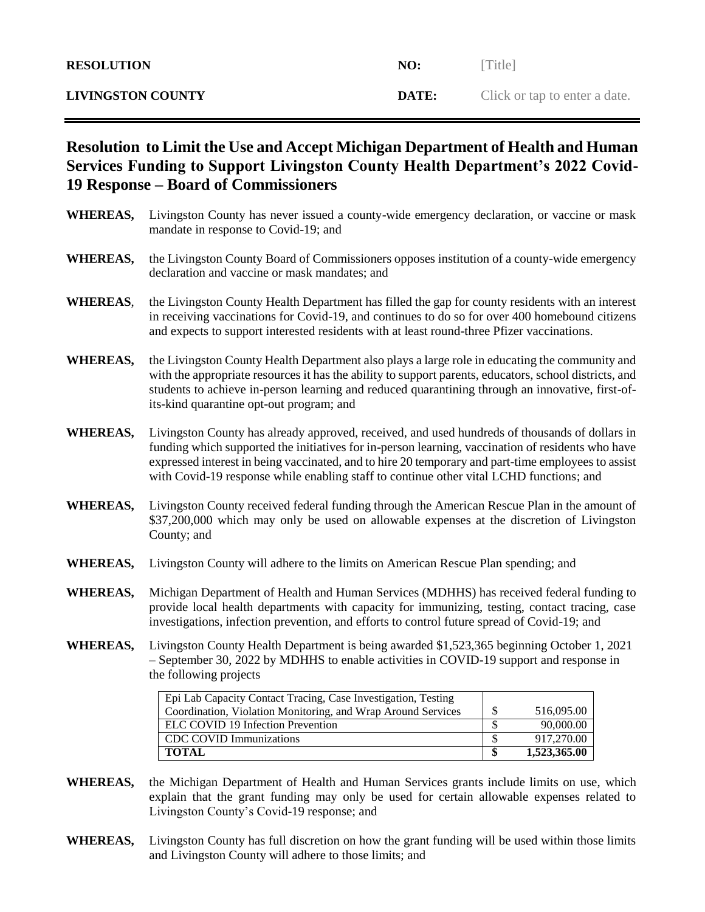| **RESOLUTION** | **NO:** | [Title] |
|---|---|---|
| **LIVINGSTON COUNTY** | **DATE:** | Click or tap to enter a date. |

## Resolution to Limit the Use and Accept Michigan Department of Health and Human Services Funding to Support Livingston County Health Department's 2022 Covid-19 Response – Board of Commissioners

**WHEREAS,** Livingston County has never issued a county-wide emergency declaration, or vaccine or mask mandate in response to Covid-19; and

**WHEREAS,** the Livingston County Board of Commissioners opposes institution of a county-wide emergency declaration and vaccine or mask mandates; and

**WHEREAS**, the Livingston County Health Department has filled the gap for county residents with an interest in receiving vaccinations for Covid-19, and continues to do so for over 400 homebound citizens and expects to support interested residents with at least round-three Pfizer vaccinations.

**WHEREAS,** the Livingston County Health Department also plays a large role in educating the community and with the appropriate resources it has the ability to support parents, educators, school districts, and students to achieve in-person learning and reduced quarantining through an innovative, first-of-its-kind quarantine opt-out program; and

**WHEREAS,** Livingston County has already approved, received, and used hundreds of thousands of dollars in funding which supported the initiatives for in-person learning, vaccination of residents who have expressed interest in being vaccinated, and to hire 20 temporary and part-time employees to assist with Covid-19 response while enabling staff to continue other vital LCHD functions; and

**WHEREAS,** Livingston County received federal funding through the American Rescue Plan in the amount of $37,200,000 which may only be used on allowable expenses at the discretion of Livingston County; and

**WHEREAS,** Livingston County will adhere to the limits on American Rescue Plan spending; and

**WHEREAS,** Michigan Department of Health and Human Services (MDHHS) has received federal funding to provide local health departments with capacity for immunizing, testing, contact tracing, case investigations, infection prevention, and efforts to control future spread of Covid-19; and

**WHEREAS,** Livingston County Health Department is being awarded $1,523,365 beginning October 1, 2021 – September 30, 2022 by MDHHS to enable activities in COVID-19 support and response in the following projects

| Project | Amount |
|---|---|
| Epi Lab Capacity Contact Tracing, Case Investigation, Testing Coordination, Violation Monitoring, and Wrap Around Services | $ 516,095.00 |
| ELC COVID 19 Infection Prevention | $ 90,000.00 |
| CDC COVID Immunizations | $ 917,270.00 |
| **TOTAL** | **$ 1,523,365.00** |

**WHEREAS,** the Michigan Department of Health and Human Services grants include limits on use, which explain that the grant funding may only be used for certain allowable expenses related to Livingston County's Covid-19 response; and

**WHEREAS,** Livingston County has full discretion on how the grant funding will be used within those limits and Livingston County will adhere to those limits; and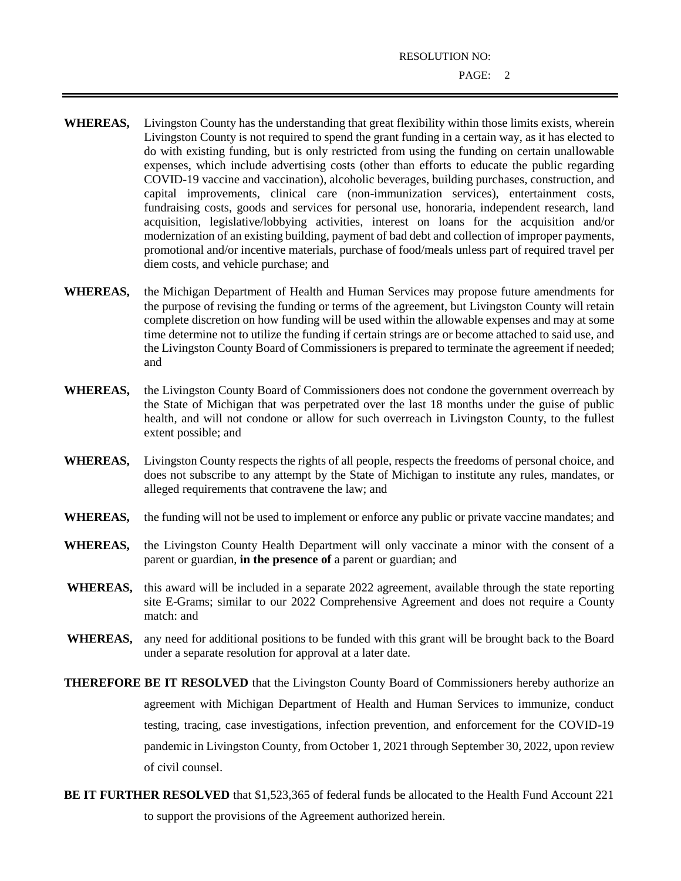**WHEREAS,** Livingston County has the understanding that great flexibility within those limits exists, wherein Livingston County is not required to spend the grant funding in a certain way, as it has elected to do with existing funding, but is only restricted from using the funding on certain unallowable expenses, which include advertising costs (other than efforts to educate the public regarding COVID-19 vaccine and vaccination), alcoholic beverages, building purchases, construction, and capital improvements, clinical care (non-immunization services), entertainment costs, fundraising costs, goods and services for personal use, honoraria, independent research, land acquisition, legislative/lobbying activities, interest on loans for the acquisition and/or modernization of an existing building, payment of bad debt and collection of improper payments, promotional and/or incentive materials, purchase of food/meals unless part of required travel per diem costs, and vehicle purchase; and

**WHEREAS,** the Michigan Department of Health and Human Services may propose future amendments for the purpose of revising the funding or terms of the agreement, but Livingston County will retain complete discretion on how funding will be used within the allowable expenses and may at some time determine not to utilize the funding if certain strings are or become attached to said use, and the Livingston County Board of Commissioners is prepared to terminate the agreement if needed; and

**WHEREAS,** the Livingston County Board of Commissioners does not condone the government overreach by the State of Michigan that was perpetrated over the last 18 months under the guise of public health, and will not condone or allow for such overreach in Livingston County, to the fullest extent possible; and

**WHEREAS,** Livingston County respects the rights of all people, respects the freedoms of personal choice, and does not subscribe to any attempt by the State of Michigan to institute any rules, mandates, or alleged requirements that contravene the law; and

**WHEREAS,** the funding will not be used to implement or enforce any public or private vaccine mandates; and

**WHEREAS,** the Livingston County Health Department will only vaccinate a minor with the consent of a parent or guardian, **in the presence of** a parent or guardian; and

**WHEREAS,** this award will be included in a separate 2022 agreement, available through the state reporting site E-Grams; similar to our 2022 Comprehensive Agreement and does not require a County match: and

**WHEREAS,** any need for additional positions to be funded with this grant will be brought back to the Board under a separate resolution for approval at a later date.

**THEREFORE BE IT RESOLVED** that the Livingston County Board of Commissioners hereby authorize an agreement with Michigan Department of Health and Human Services to immunize, conduct testing, tracing, case investigations, infection prevention, and enforcement for the COVID-19 pandemic in Livingston County, from October 1, 2021 through September 30, 2022, upon review of civil counsel.

**BE IT FURTHER RESOLVED** that $1,523,365 of federal funds be allocated to the Health Fund Account 221 to support the provisions of the Agreement authorized herein.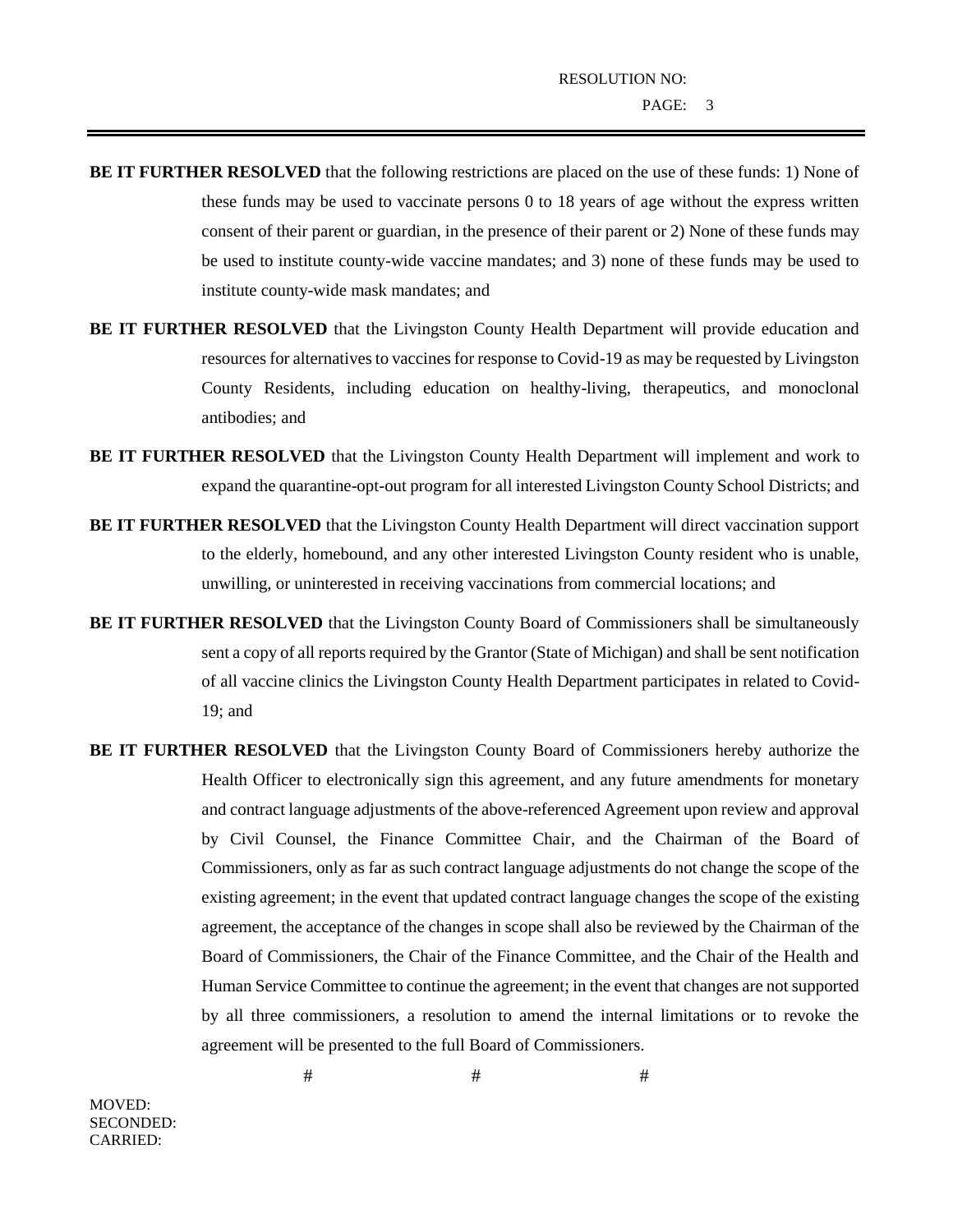**BE IT FURTHER RESOLVED** that the following restrictions are placed on the use of these funds: 1) None of these funds may be used to vaccinate persons 0 to 18 years of age without the express written consent of their parent or guardian, in the presence of their parent or 2) None of these funds may be used to institute county-wide vaccine mandates; and 3) none of these funds may be used to institute county-wide mask mandates; and

**BE IT FURTHER RESOLVED** that the Livingston County Health Department will provide education and resources for alternatives to vaccines for response to Covid-19 as may be requested by Livingston County Residents, including education on healthy-living, therapeutics, and monoclonal antibodies; and

**BE IT FURTHER RESOLVED** that the Livingston County Health Department will implement and work to expand the quarantine-opt-out program for all interested Livingston County School Districts; and

**BE IT FURTHER RESOLVED** that the Livingston County Health Department will direct vaccination support to the elderly, homebound, and any other interested Livingston County resident who is unable, unwilling, or uninterested in receiving vaccinations from commercial locations; and

**BE IT FURTHER RESOLVED** that the Livingston County Board of Commissioners shall be simultaneously sent a copy of all reports required by the Grantor (State of Michigan) and shall be sent notification of all vaccine clinics the Livingston County Health Department participates in related to Covid-19; and

**BE IT FURTHER RESOLVED** that the Livingston County Board of Commissioners hereby authorize the Health Officer to electronically sign this agreement, and any future amendments for monetary and contract language adjustments of the above-referenced Agreement upon review and approval by Civil Counsel, the Finance Committee Chair, and the Chairman of the Board of Commissioners, only as far as such contract language adjustments do not change the scope of the existing agreement; in the event that updated contract language changes the scope of the existing agreement, the acceptance of the changes in scope shall also be reviewed by the Chairman of the Board of Commissioners, the Chair of the Finance Committee, and the Chair of the Health and Human Service Committee to continue the agreement; in the event that changes are not supported by all three commissioners, a resolution to amend the internal limitations or to revoke the agreement will be presented to the full Board of Commissioners.

# # #

MOVED:
SECONDED:
CARRIED: